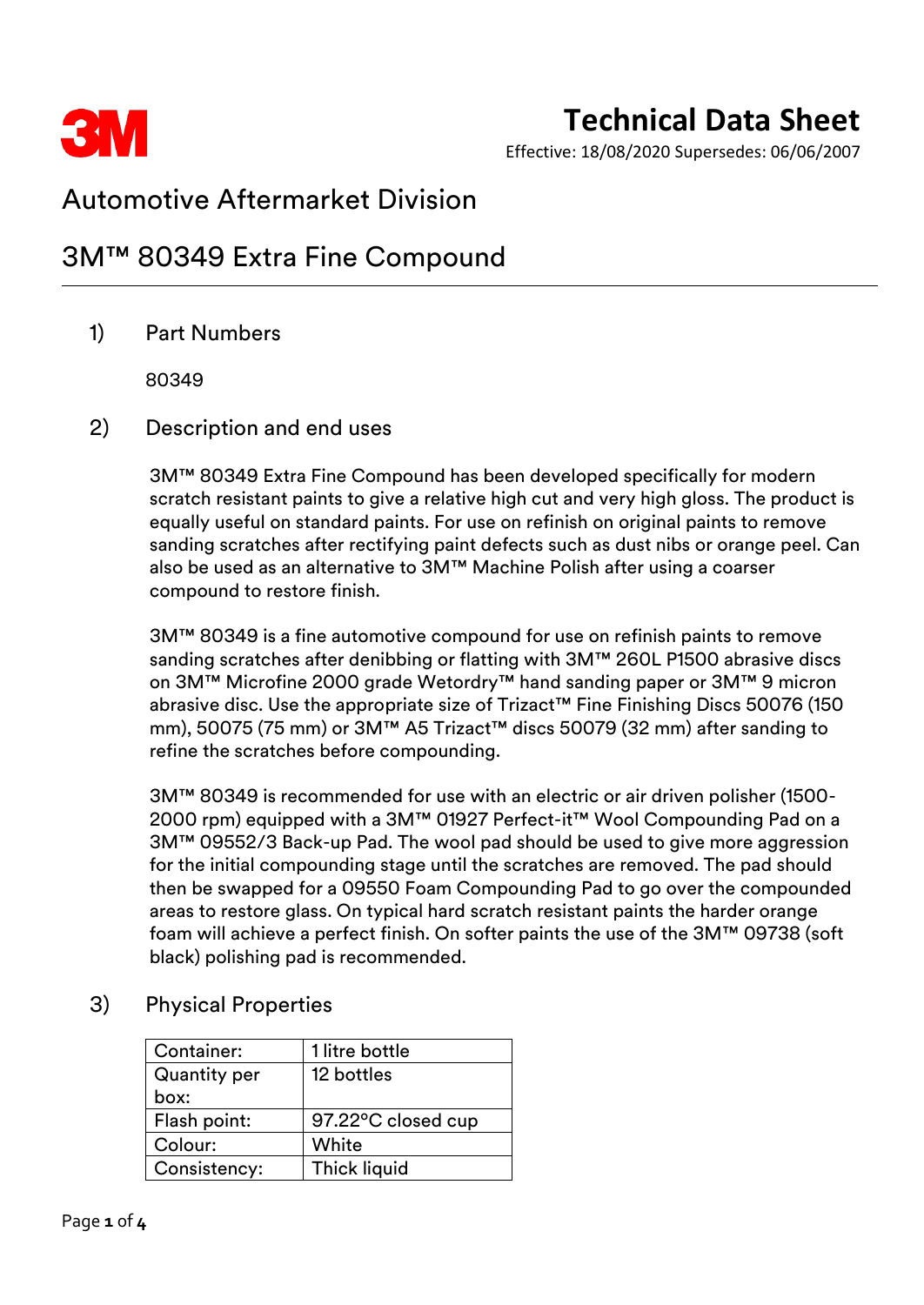# Technical Data Sheet

Effective: 18/08/2020 Supersedes: 06/06/2007

## Automotive Aftermarket Division

## 3M™ 80349 Extra Fine Compound

### 1) Part Numbers

80349

### 2) Description and end uses

3M™ 80349 Extra Fine Compound has been developed specifically for modern scratch resistant paints to give a relative high cut and very high gloss. The product is equally useful on standard paints. For use on refinish on original paints to remove sanding scratches after rectifying paint defects such as dust nibs or orange peel. Can also be used as an alternative to 3M™ Machine Polish after using a coarser compound to restore finish.

3M™ 80349 is a fine automotive compound for use on refinish paints to remove sanding scratches after denibbing or flatting with 3M™ 260L P1500 abrasive discs on 3M™ Microfine 2000 grade Wetordry™ hand sanding paper or 3M™ 9 micron abrasive disc. Use the appropriate size of Trizact™ Fine Finishing Discs 50076 (150 mm), 50075 (75 mm) or 3M™ A5 Trizact™ discs 50079 (32 mm) after sanding to refine the scratches before compounding.

3M™ 80349 is recommended for use with an electric or air driven polisher (1500-2000 rpm) equipped with a 3M™ 01927 Perfect-it™ Wool Compounding Pad on a 3M™ 09552/3 Back-up Pad. The wool pad should be used to give more aggression for the initial compounding stage until the scratches are removed. The pad should then be swapped for a 09550 Foam Compounding Pad to go over the compounded areas to restore glass. On typical hard scratch resistant paints the harder orange foam will achieve a perfect finish. On softer paints the use of the 3M™ 09738 (soft black) polishing pad is recommended.

### 3) Physical Properties

| | |
|---|---|
| Container: | 1 litre bottle |
| Quantity per box: | 12 bottles |
| Flash point: | 97.22°C closed cup |
| Colour: | White |
| Consistency: | Thick liquid |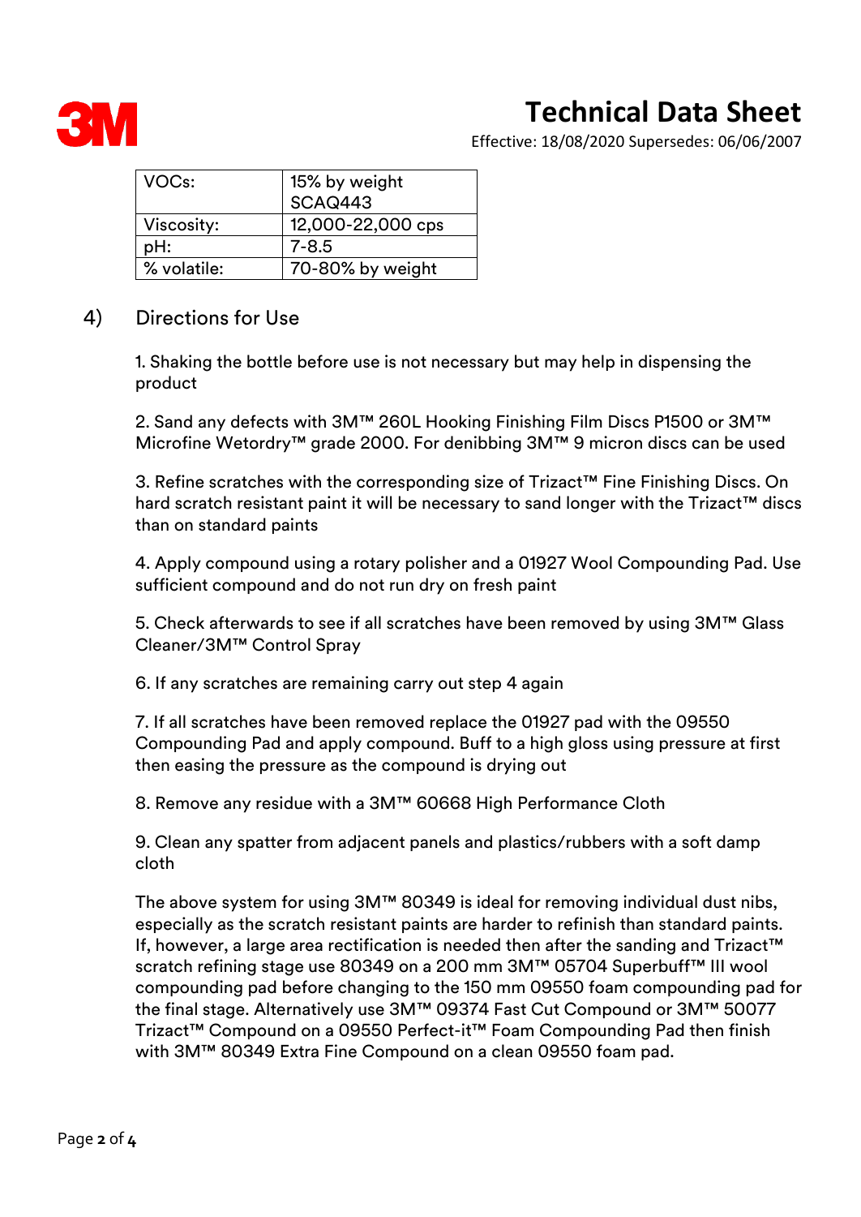| | |
|---|---|
| VOCs: | 15% by weight SCAQ443 |
| Viscosity: | 12,000-22,000 cps |
| pH: | 7-8.5 |
| % volatile: | 70-80% by weight |

## 4) Directions for Use

1. Shaking the bottle before use is not necessary but may help in dispensing the product

2. Sand any defects with 3M™ 260L Hooking Finishing Film Discs P1500 or 3M™ Microfine Wetordry™ grade 2000. For denibbing 3M™ 9 micron discs can be used

3. Refine scratches with the corresponding size of Trizact™ Fine Finishing Discs. On hard scratch resistant paint it will be necessary to sand longer with the Trizact™ discs than on standard paints

4. Apply compound using a rotary polisher and a 01927 Wool Compounding Pad. Use sufficient compound and do not run dry on fresh paint

5. Check afterwards to see if all scratches have been removed by using 3M™ Glass Cleaner/3M™ Control Spray

6. If any scratches are remaining carry out step 4 again

7. If all scratches have been removed replace the 01927 pad with the 09550 Compounding Pad and apply compound. Buff to a high gloss using pressure at first then easing the pressure as the compound is drying out

8. Remove any residue with a 3M™ 60668 High Performance Cloth

9. Clean any spatter from adjacent panels and plastics/rubbers with a soft damp cloth

The above system for using 3M™ 80349 is ideal for removing individual dust nibs, especially as the scratch resistant paints are harder to refinish than standard paints. If, however, a large area rectification is needed then after the sanding and Trizact™ scratch refining stage use 80349 on a 200 mm 3M™ 05704 Superbuff™ III wool compounding pad before changing to the 150 mm 09550 foam compounding pad for the final stage. Alternatively use 3M™ 09374 Fast Cut Compound or 3M™ 50077 Trizact™ Compound on a 09550 Perfect-it™ Foam Compounding Pad then finish with 3M™ 80349 Extra Fine Compound on a clean 09550 foam pad.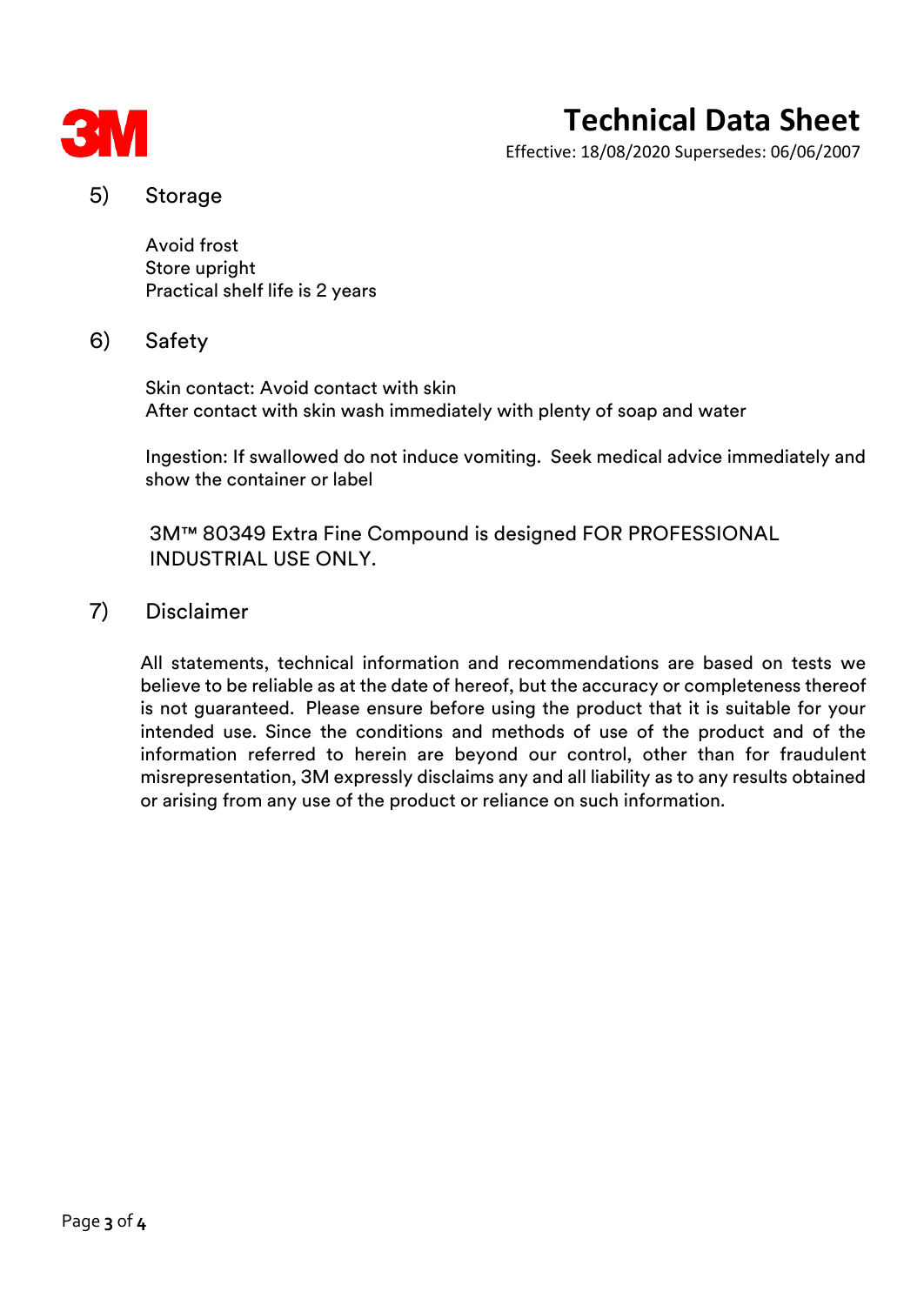## 5) Storage

Avoid frost
Store upright
Practical shelf life is 2 years

## 6) Safety

Skin contact: Avoid contact with skin
After contact with skin wash immediately with plenty of soap and water

Ingestion: If swallowed do not induce vomiting. Seek medical advice immediately and show the container or label

3M™ 80349 Extra Fine Compound is designed FOR PROFESSIONAL INDUSTRIAL USE ONLY.

## 7) Disclaimer

All statements, technical information and recommendations are based on tests we believe to be reliable as at the date of hereof, but the accuracy or completeness thereof is not guaranteed. Please ensure before using the product that it is suitable for your intended use. Since the conditions and methods of use of the product and of the information referred to herein are beyond our control, other than for fraudulent misrepresentation, 3M expressly disclaims any and all liability as to any results obtained or arising from any use of the product or reliance on such information.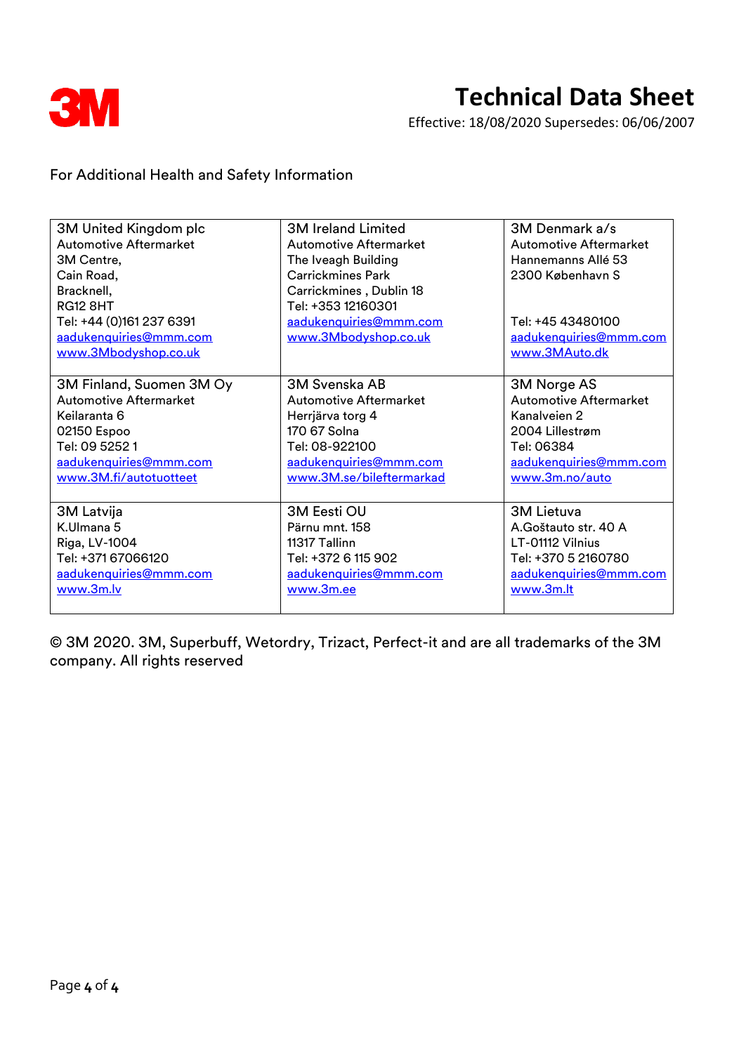# Technical Data Sheet

Effective: 18/08/2020 Supersedes: 06/06/2007

For Additional Health and Safety Information

| | | |
|---|---|---|
| 3M United Kingdom plc<br>Automotive Aftermarket<br>3M Centre,<br>Cain Road,<br>Bracknell,<br>RG12 8HT<br>Tel: +44 (0)161 237 6391<br>aadukenquiries@mmm.com<br>www.3Mbodyshop.co.uk | 3M Ireland Limited<br>Automotive Aftermarket<br>The Iveagh Building<br>Carrickmines Park<br>Carrickmines , Dublin 18<br>Tel: +353 12160301<br>aadukenquiries@mmm.com<br>www.3Mbodyshop.co.uk | 3M Denmark a/s<br>Automotive Aftermarket<br>Hannemanns Allé 53<br>2300 København S<br><br>Tel: +45 43480100<br>aadukenquiries@mmm.com<br>www.3MAuto.dk |
| 3M Finland, Suomen 3M Oy<br>Automotive Aftermarket<br>Keilaranta 6<br>02150 Espoo<br>Tel: 09 5252 1<br>aadukenquiries@mmm.com<br>www.3M.fi/autotuotteet | 3M Svenska AB<br>Automotive Aftermarket<br>Herrjärva torg 4<br>170 67 Solna<br>Tel: 08-922100<br>aadukenquiries@mmm.com<br>www.3M.se/bileftermarkad | 3M Norge AS<br>Automotive Aftermarket<br>Kanalveien 2<br>2004 Lillestrøm<br>Tel: 06384<br>aadukenquiries@mmm.com<br>www.3m.no/auto |
| 3M Latvija<br>K.Ulmana 5<br>Riga, LV-1004<br>Tel: +371 67066120<br>aadukenquiries@mmm.com<br>www.3m.lv | 3M Eesti OU<br>Pärnu mnt. 158<br>11317 Tallinn<br>Tel: +372 6 115 902<br>aadukenquiries@mmm.com<br>www.3m.ee | 3M Lietuva<br>A.Goštauto str. 40 A<br>LT-01112 Vilnius<br>Tel: +370 5 2160780<br>aadukenquiries@mmm.com<br>www.3m.lt |

© 3M 2020. 3M, Superbuff, Wetordry, Trizact, Perfect-it and are all trademarks of the 3M company. All rights reserved